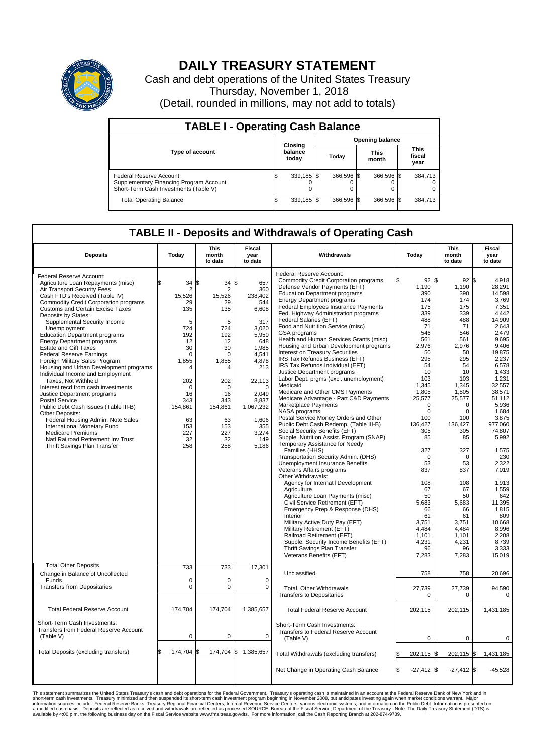# DAILY TREASURY STATEMENT

Cash and debt operations of the United States Treasury
Thursday, November 1, 2018
(Detail, rounded in millions, may not add to totals)

## TABLE I - Operating Cash Balance

| Type of account | Closing balance today | Opening balance Today | Opening balance This month | Opening balance This fiscal year |
|---|---|---|---|---|
| Federal Reserve Account | $ 339,185 | $ 366,596 | $ 366,596 | $ 384,713 |
| Supplementary Financing Program Account | 0 | 0 | 0 | 0 |
| Short-Term Cash Investments (Table V) | 0 | 0 | 0 | 0 |
| Total Operating Balance | $ 339,185 | $ 366,596 | $ 366,596 | $ 384,713 |

## TABLE II - Deposits and Withdrawals of Operating Cash

| Deposits | Today | This month to date | Fiscal year to date |
|---|---|---|---|
| Federal Reserve Account: | | | |
| Agriculture Loan Repayments (misc) | $ 34 | $ 34 | $ 657 |
| Air Transport Security Fees | 2 | 2 | 360 |
| Cash FTD's Received (Table IV) | 15,526 | 15,526 | 238,402 |
| Commodity Credit Corporation programs | 29 | 29 | 544 |
| Customs and Certain Excise Taxes | 135 | 135 | 6,608 |
| Deposits by States: | | | |
| Supplemental Security Income | 5 | 5 | 317 |
| Unemployment | 724 | 724 | 3,020 |
| Education Department programs | 192 | 192 | 5,950 |
| Energy Department programs | 12 | 12 | 648 |
| Estate and Gift Taxes | 30 | 30 | 1,985 |
| Federal Reserve Earnings | 0 | 0 | 4,541 |
| Foreign Military Sales Program | 1,855 | 1,855 | 4,878 |
| Housing and Urban Development programs | 4 | 4 | 213 |
| Individual Income and Employment Taxes, Not Withheld | 202 | 202 | 22,113 |
| Interest recd from cash investments | 0 | 0 | 0 |
| Justice Department programs | 16 | 16 | 2,049 |
| Postal Service | 343 | 343 | 8,837 |
| Public Debt Cash Issues (Table III-B) | 154,861 | 154,861 | 1,067,232 |
| Other Deposits: | | | |
| Federal Housing Admin: Note Sales | 63 | 63 | 1,606 |
| International Monetary Fund | 153 | 153 | 355 |
| Medicare Premiums | 227 | 227 | 3,274 |
| Natl Railroad Retirement Inv Trust | 32 | 32 | 149 |
| Thrift Savings Plan Transfer | 258 | 258 | 5,186 |
| Total Other Deposits | 733 | 733 | 17,301 |
| Change in Balance of Uncollected Funds | 0 | 0 | 0 |
| Transfers from Depositaries | 0 | 0 | 0 |
| Total Federal Reserve Account | 174,704 | 174,704 | 1,385,657 |
| Short-Term Cash Investments: Transfers from Federal Reserve Account (Table V) | 0 | 0 | 0 |
| Total Deposits (excluding transfers) | $ 174,704 | $ 174,704 | $ 1,385,657 |

| Withdrawals | Today | This month to date | Fiscal year to date |
|---|---|---|---|
| Federal Reserve Account: | | | |
| Commodity Credit Corporation programs | $ 92 | $ 92 | $ 4,918 |
| Defense Vendor Payments (EFT) | 1,190 | 1,190 | 28,291 |
| Education Department programs | 390 | 390 | 14,598 |
| Energy Department programs | 174 | 174 | 3,769 |
| Federal Employees Insurance Payments | 175 | 175 | 7,351 |
| Fed. Highway Administration programs | 339 | 339 | 4,442 |
| Federal Salaries (EFT) | 488 | 488 | 14,909 |
| Food and Nutrition Service (misc) | 71 | 71 | 2,643 |
| GSA programs | 546 | 546 | 2,479 |
| Health and Human Services Grants (misc) | 561 | 561 | 9,695 |
| Housing and Urban Development programs | 2,976 | 2,976 | 9,406 |
| Interest on Treasury Securities | 50 | 50 | 19,875 |
| IRS Tax Refunds Business (EFT) | 295 | 295 | 2,237 |
| IRS Tax Refunds Individual (EFT) | 54 | 54 | 6,578 |
| Justice Department programs | 10 | 10 | 1,433 |
| Labor Dept. prgms (excl. unemployment) | 103 | 103 | 1,231 |
| Medicaid | 1,345 | 1,345 | 32,557 |
| Medicare and Other CMS Payments | 1,805 | 1,805 | 38,571 |
| Medicare Advantage - Part C&D Payments | 25,577 | 25,577 | 51,112 |
| Marketplace Payments | 0 | 0 | 5,936 |
| NASA programs | 0 | 0 | 1,684 |
| Postal Service Money Orders and Other | 100 | 100 | 3,875 |
| Public Debt Cash Redemp. (Table III-B) | 136,427 | 136,427 | 977,060 |
| Social Security Benefits (EFT) | 305 | 305 | 74,807 |
| Supple. Nutrition Assist. Program (SNAP) | 85 | 85 | 5,992 |
| Temporary Assistance for Needy Families (HHS) | 327 | 327 | 1,575 |
| Transportation Security Admin. (DHS) | 0 | 0 | 230 |
| Unemployment Insurance Benefits | 53 | 53 | 2,322 |
| Veterans Affairs programs | 837 | 837 | 7,019 |
| Other Withdrawals: | | | |
| Agency for Internat'l Development | 108 | 108 | 1,913 |
| Agriculture | 67 | 67 | 1,559 |
| Agriculture Loan Payments (misc) | 50 | 50 | 642 |
| Civil Service Retirement (EFT) | 5,683 | 5,683 | 11,395 |
| Emergency Prep & Response (DHS) | 66 | 66 | 1,815 |
| Interior | 61 | 61 | 809 |
| Military Active Duty Pay (EFT) | 3,751 | 3,751 | 10,668 |
| Military Retirement (EFT) | 4,484 | 4,484 | 8,996 |
| Railroad Retirement (EFT) | 1,101 | 1,101 | 2,208 |
| Supple. Security Income Benefits (EFT) | 4,231 | 4,231 | 8,739 |
| Thrift Savings Plan Transfer | 96 | 96 | 3,333 |
| Veterans Benefits (EFT) | 7,283 | 7,283 | 15,019 |
| Unclassified | 758 | 758 | 20,696 |
| Total, Other Withdrawals | 27,739 | 27,739 | 94,590 |
| Transfers to Depositaries | 0 | 0 | 0 |
| Total Federal Reserve Account | 202,115 | 202,115 | 1,431,185 |
| Short-Term Cash Investments: Transfers to Federal Reserve Account (Table V) | 0 | 0 | 0 |
| Total Withdrawals (excluding transfers) | $ 202,115 | $ 202,115 | $ 1,431,185 |
| Net Change in Operating Cash Balance | $ -27,412 | $ -27,412 | $ -45,528 |

This statement summarizes the United States Treasury's cash and debt operations for the Federal Government. Treasury's operating cash is maintained in an account at the Federal Reserve Bank of New York and in short-term cash investments. Treasury minimized and then suspended its short-term cash investment program beginning in November 2008, but anticipates investing again when market conditions warrant. Major information sources include: Federal Reserve Banks, Treasury Regional Financial Centers, Internal Revenue Service Centers, various electronic systems, and information on the Public Debt. Information is presented on a modified cash basis. Deposits are reflected as received and withdrawals are reflected as processed.SOURCE: Bureau of the Fiscal Service, Department of the Treasury. Note: The Daily Treasury Statement (DTS) is available by 4:00 p.m. the following business day on the Fiscal Service website www.fms.treas.gov/dts. For more information, call the Cash Reporting Branch at 202-874-9789.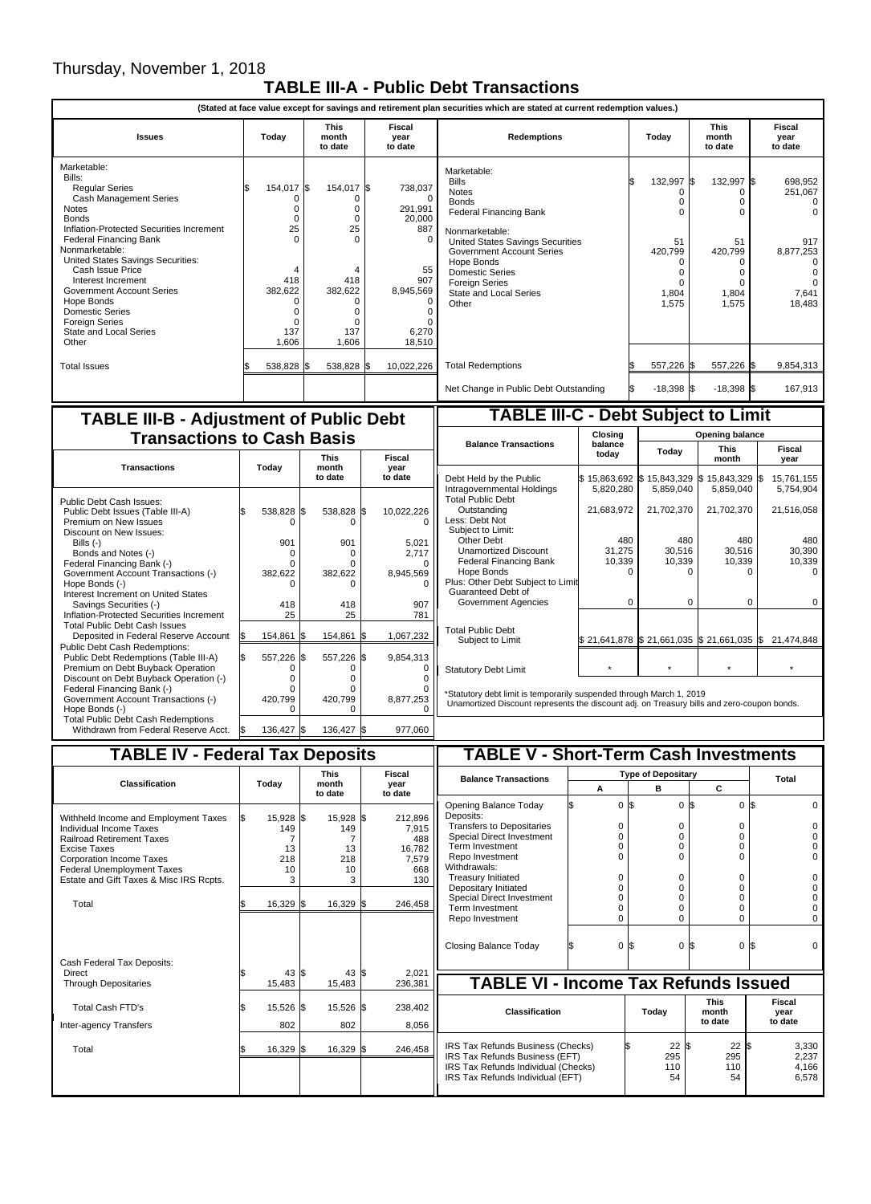Thursday, November 1, 2018

# TABLE III-A - Public Debt Transactions

(Stated at face value except for savings and retirement plan securities which are stated at current redemption values.)

| Issues | Today | This month to date | Fiscal year to date |
|---|---|---|---|
| Marketable: | | | |
| Bills: | | | |
| Regular Series | $ 154,017 | $ 154,017 | $ 738,037 |
| Cash Management Series | 0 | 0 | 0 |
| Notes | 0 | 0 | 291,991 |
| Bonds | 0 | 0 | 20,000 |
| Inflation-Protected Securities Increment | 25 | 25 | 887 |
| Federal Financing Bank | 0 | 0 | 0 |
| Nonmarketable: | | | |
| United States Savings Securities: | | | |
| Cash Issue Price | 4 | 4 | 55 |
| Interest Increment | 418 | 418 | 907 |
| Government Account Series | 382,622 | 382,622 | 8,945,569 |
| Hope Bonds | 0 | 0 | 0 |
| Domestic Series | 0 | 0 | 0 |
| Foreign Series | 0 | 0 | 0 |
| State and Local Series | 137 | 137 | 6,270 |
| Other | 1,606 | 1,606 | 18,510 |
| Total Issues | $ 538,828 | $ 538,828 | $ 10,022,226 |

| Redemptions | Today | This month to date | Fiscal year to date |
|---|---|---|---|
| Marketable: | | | |
| Bills | $ 132,997 | $ 132,997 | $ 698,952 |
| Notes | 0 | 0 | 251,067 |
| Bonds | 0 | 0 | 0 |
| Federal Financing Bank | 0 | 0 | 0 |
| Nonmarketable: | | | |
| United States Savings Securities | 51 | 51 | 917 |
| Government Account Series | 420,799 | 420,799 | 8,877,253 |
| Hope Bonds | 0 | 0 | 0 |
| Domestic Series | 0 | 0 | 0 |
| Foreign Series | 0 | 0 | 0 |
| State and Local Series | 1,804 | 1,804 | 7,641 |
| Other | 1,575 | 1,575 | 18,483 |
| Total Redemptions | $ 557,226 | $ 557,226 | $ 9,854,313 |
| Net Change in Public Debt Outstanding | $ -18,398 | $ -18,398 | $ 167,913 |

# TABLE III-B - Adjustment of Public Debt Transactions to Cash Basis

| Transactions | Today | This month to date | Fiscal year to date |
|---|---|---|---|
| Public Debt Cash Issues: | | | |
| Public Debt Issues (Table III-A) | $ 538,828 | $ 538,828 | $ 10,022,226 |
| Premium on New Issues | 0 | 0 | 0 |
| Discount on New Issues: | | | |
| Bills (-) | 901 | 901 | 5,021 |
| Bonds and Notes (-) | 0 | 0 | 2,717 |
| Federal Financing Bank (-) | 0 | 0 | 0 |
| Government Account Transactions (-) | 382,622 | 382,622 | 8,945,569 |
| Hope Bonds (-) | 0 | 0 | 0 |
| Interest Increment on United States Savings Securities (-) | 418 | 418 | 907 |
| Inflation-Protected Securities Increment | 25 | 25 | 781 |
| Total Public Debt Cash Issues Deposited in Federal Reserve Account | $ 154,861 | $ 154,861 | $ 1,067,232 |
| Public Debt Cash Redemptions: | | | |
| Public Debt Redemptions (Table III-A) | $ 557,226 | $ 557,226 | $ 9,854,313 |
| Premium on Debt Buyback Operation | 0 | 0 | 0 |
| Discount on Debt Buyback Operation (-) | 0 | 0 | 0 |
| Federal Financing Bank (-) | 0 | 0 | 0 |
| Government Account Transactions (-) | 420,799 | 420,799 | 8,877,253 |
| Hope Bonds (-) | 0 | 0 | 0 |
| Total Public Debt Cash Redemptions Withdrawn from Federal Reserve Acct. | $ 136,427 | $ 136,427 | $ 977,060 |

# TABLE III-C - Debt Subject to Limit

| Balance Transactions | Closing balance today | Opening balance Today | Opening balance This month | Opening balance Fiscal year |
|---|---|---|---|---|
| Debt Held by the Public | $ 15,863,692 | $ 15,843,329 | $ 15,843,329 | $ 15,761,155 |
| Intragovernmental Holdings | 5,820,280 | 5,859,040 | 5,859,040 | 5,754,904 |
| Total Public Debt Outstanding | 21,683,972 | 21,702,370 | 21,702,370 | 21,516,058 |
| Less: Debt Not Subject to Limit: | | | | |
| Other Debt | 480 | 480 | 480 | 480 |
| Unamortized Discount | 31,275 | 30,516 | 30,516 | 30,390 |
| Federal Financing Bank | 10,339 | 10,339 | 10,339 | 10,339 |
| Hope Bonds | 0 | 0 | 0 | 0 |
| Plus: Other Debt Subject to Limit | | | | |
| Guaranteed Debt of Government Agencies | 0 | 0 | 0 | 0 |
| Total Public Debt Subject to Limit | $ 21,641,878 | $ 21,661,035 | $ 21,661,035 | $ 21,474,848 |
| Statutory Debt Limit | * | * | * | * |

*Statutory debt limit is temporarily suspended through March 1, 2019
Unamortized Discount represents the discount adj. on Treasury bills and zero-coupon bonds.

# TABLE IV - Federal Tax Deposits

| Classification | Today | This month to date | Fiscal year to date |
|---|---|---|---|
| Withheld Income and Employment Taxes | $ 15,928 | $ 15,928 | $ 212,896 |
| Individual Income Taxes | 149 | 149 | 7,915 |
| Railroad Retirement Taxes | 7 | 7 | 488 |
| Excise Taxes | 13 | 13 | 16,782 |
| Corporation Income Taxes | 218 | 218 | 7,579 |
| Federal Unemployment Taxes | 10 | 10 | 668 |
| Estate and Gift Taxes & Misc IRS Rcpts. | 3 | 3 | 130 |
| Total | $ 16,329 | $ 16,329 | $ 246,458 |
| Cash Federal Tax Deposits: | | | |
| Direct | $ 43 | $ 43 | $ 2,021 |
| Through Depositaries | 15,483 | 15,483 | 236,381 |
| Total Cash FTD's | $ 15,526 | $ 15,526 | $ 238,402 |
| Inter-agency Transfers | 802 | 802 | 8,056 |
| Total | $ 16,329 | $ 16,329 | $ 246,458 |

# TABLE V - Short-Term Cash Investments

| Balance Transactions | Type of Depositary A | Type of Depositary B | Type of Depositary C | Total |
|---|---|---|---|---|
| Opening Balance Today | $ 0 | $ 0 | $ 0 | $ 0 |
| Deposits: | | | | |
| Transfers to Depositaries | 0 | 0 | 0 | 0 |
| Special Direct Investment | 0 | 0 | 0 | 0 |
| Term Investment | 0 | 0 | 0 | 0 |
| Repo Investment | 0 | 0 | 0 | 0 |
| Withdrawals: | | | | |
| Treasury Initiated | 0 | 0 | 0 | 0 |
| Depositary Initiated | 0 | 0 | 0 | 0 |
| Special Direct Investment | 0 | 0 | 0 | 0 |
| Term Investment | 0 | 0 | 0 | 0 |
| Repo Investment | 0 | 0 | 0 | 0 |
| Closing Balance Today | $ 0 | $ 0 | $ 0 | $ 0 |

# TABLE VI - Income Tax Refunds Issued

| Classification | Today | This month to date | Fiscal year to date |
|---|---|---|---|
| IRS Tax Refunds Business (Checks) | $ 22 | $ 22 | $ 3,330 |
| IRS Tax Refunds Business (EFT) | 295 | 295 | 2,237 |
| IRS Tax Refunds Individual (Checks) | 110 | 110 | 4,166 |
| IRS Tax Refunds Individual (EFT) | 54 | 54 | 6,578 |